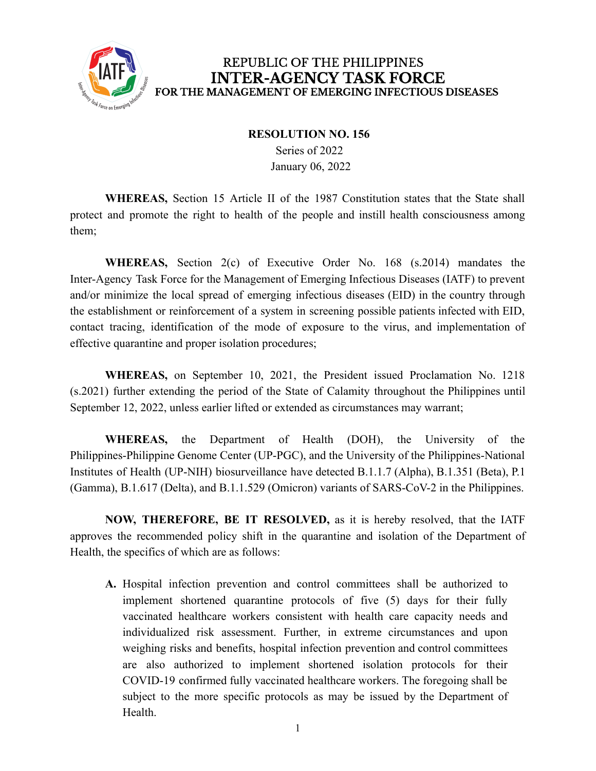REPUBLIC OF THE PHILIPPINES
**INTER-AGENCY TASK FORCE**
**FOR THE MANAGEMENT OF EMERGING INFECTIOUS DISEASES**

**RESOLUTION NO. 156**
Series of 2022
January 06, 2022

**WHEREAS,** Section 15 Article II of the 1987 Constitution states that the State shall protect and promote the right to health of the people and instill health consciousness among them;

**WHEREAS,** Section 2(c) of Executive Order No. 168 (s.2014) mandates the Inter-Agency Task Force for the Management of Emerging Infectious Diseases (IATF) to prevent and/or minimize the local spread of emerging infectious diseases (EID) in the country through the establishment or reinforcement of a system in screening possible patients infected with EID, contact tracing, identification of the mode of exposure to the virus, and implementation of effective quarantine and proper isolation procedures;

**WHEREAS,** on September 10, 2021, the President issued Proclamation No. 1218 (s.2021) further extending the period of the State of Calamity throughout the Philippines until September 12, 2022, unless earlier lifted or extended as circumstances may warrant;

**WHEREAS,** the Department of Health (DOH), the University of the Philippines-Philippine Genome Center (UP-PGC), and the University of the Philippines-National Institutes of Health (UP-NIH) biosurveillance have detected B.1.1.7 (Alpha), B.1.351 (Beta), P.1 (Gamma), B.1.617 (Delta), and B.1.1.529 (Omicron) variants of SARS-CoV-2 in the Philippines.

**NOW, THEREFORE, BE IT RESOLVED,** as it is hereby resolved, that the IATF approves the recommended policy shift in the quarantine and isolation of the Department of Health, the specifics of which are as follows:

**A.** Hospital infection prevention and control committees shall be authorized to implement shortened quarantine protocols of five (5) days for their fully vaccinated healthcare workers consistent with health care capacity needs and individualized risk assessment. Further, in extreme circumstances and upon weighing risks and benefits, hospital infection prevention and control committees are also authorized to implement shortened isolation protocols for their COVID-19 confirmed fully vaccinated healthcare workers. The foregoing shall be subject to the more specific protocols as may be issued by the Department of Health.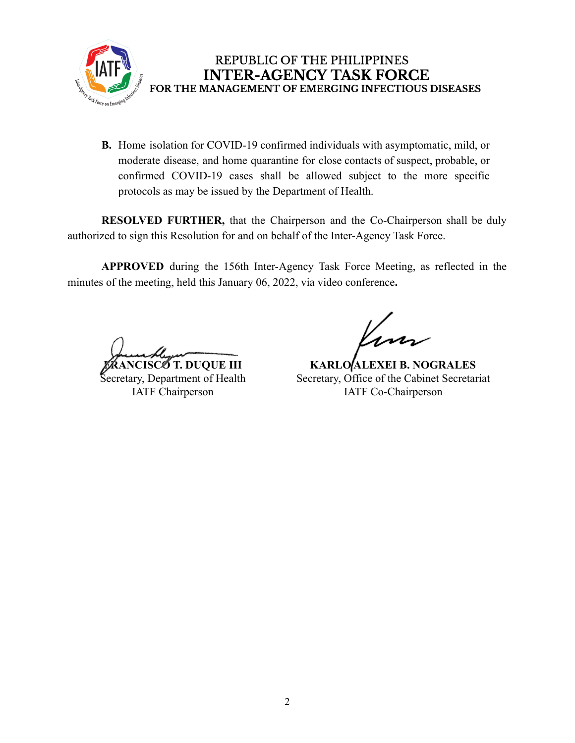**B.** Home isolation for COVID-19 confirmed individuals with asymptomatic, mild, or moderate disease, and home quarantine for close contacts of suspect, probable, or confirmed COVID-19 cases shall be allowed subject to the more specific protocols as may be issued by the Department of Health.

**RESOLVED FURTHER,** that the Chairperson and the Co-Chairperson shall be duly authorized to sign this Resolution for and on behalf of the Inter-Agency Task Force.

**APPROVED** during the 156th Inter-Agency Task Force Meeting, as reflected in the minutes of the meeting, held this January 06, 2022, via video conference**.**

**FRANCISCO T. DUQUE III**
Secretary, Department of Health
IATF Chairperson

**KARLO ALEXEI B. NOGRALES**
Secretary, Office of the Cabinet Secretariat
IATF Co-Chairperson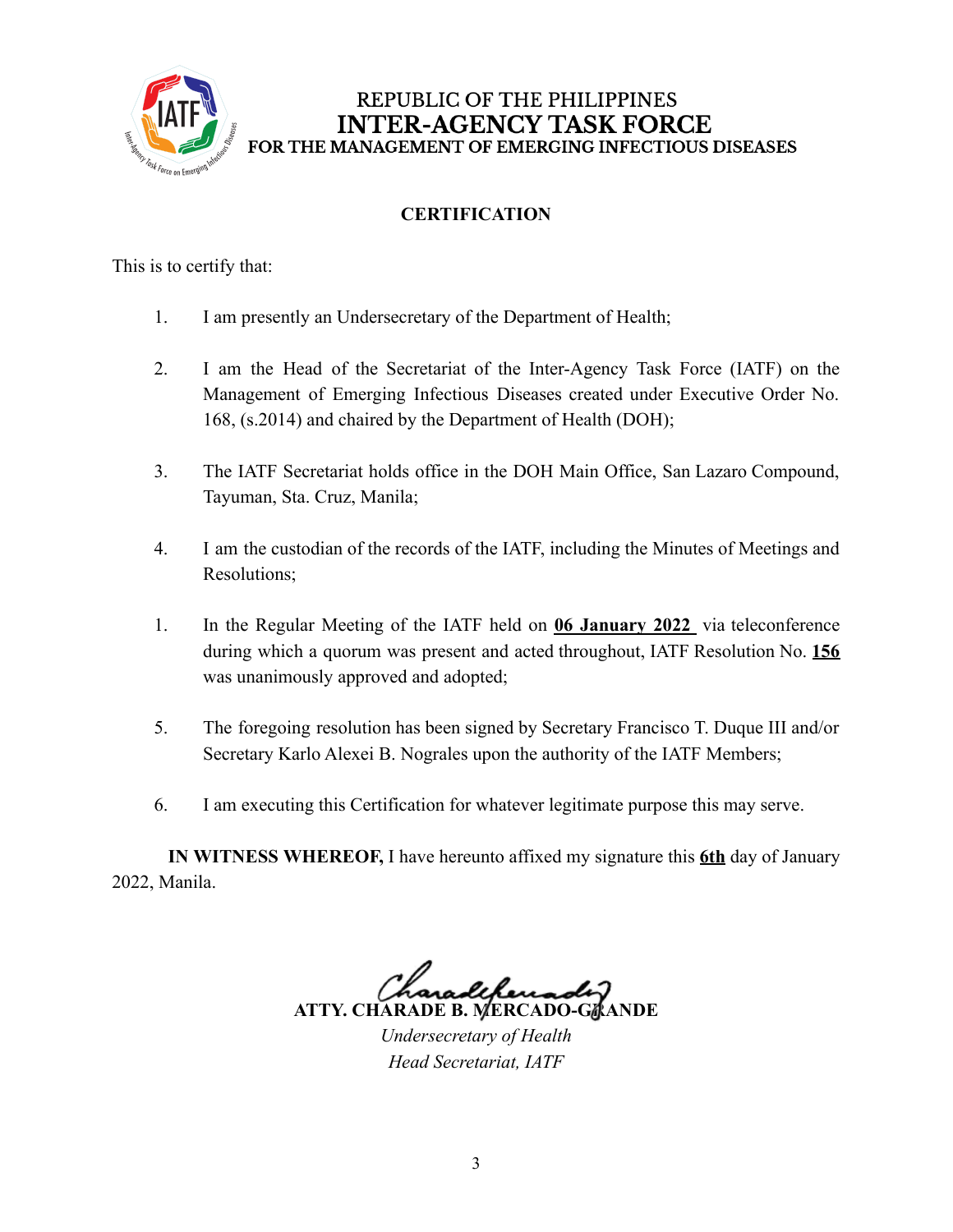REPUBLIC OF THE PHILIPPINES
**INTER-AGENCY TASK FORCE**
**FOR THE MANAGEMENT OF EMERGING INFECTIOUS DISEASES**

**CERTIFICATION**

This is to certify that:

1. I am presently an Undersecretary of the Department of Health;

2. I am the Head of the Secretariat of the Inter-Agency Task Force (IATF) on the Management of Emerging Infectious Diseases created under Executive Order No. 168, (s.2014) and chaired by the Department of Health (DOH);

3. The IATF Secretariat holds office in the DOH Main Office, San Lazaro Compound, Tayuman, Sta. Cruz, Manila;

4. I am the custodian of the records of the IATF, including the Minutes of Meetings and Resolutions;

1. In the Regular Meeting of the IATF held on **06 January 2022** via teleconference during which a quorum was present and acted throughout, IATF Resolution No. **156** was unanimously approved and adopted;

5. The foregoing resolution has been signed by Secretary Francisco T. Duque III and/or Secretary Karlo Alexei B. Nograles upon the authority of the IATF Members;

6. I am executing this Certification for whatever legitimate purpose this may serve.

**IN WITNESS WHEREOF,** I have hereunto affixed my signature this **6th** day of January 2022, Manila.

**ATTY. CHARADE B. MERCADO-GRANDE**
*Undersecretary of Health*
*Head Secretariat, IATF*